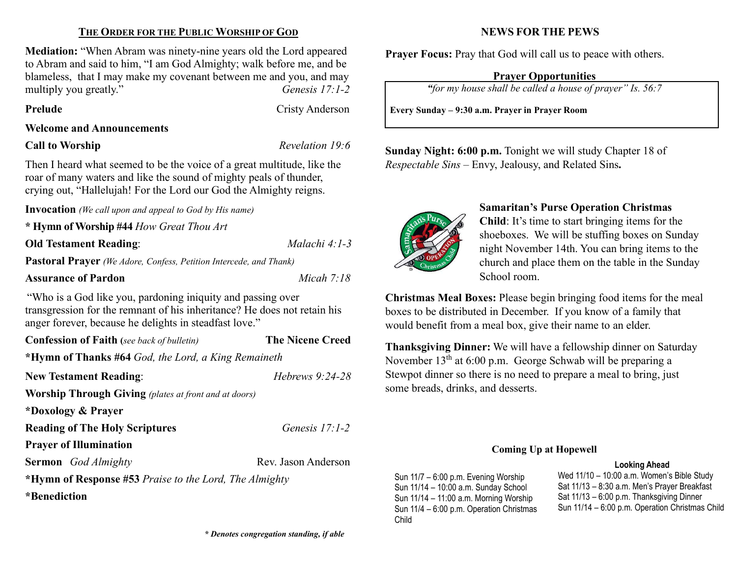## THE ORDER FOR THE PUBLIC WORSHIP OF GOD

**Mediation:** "When Abram was ninety-nine years old the Lord appeared to Abram and said to him, "I am God Almighty; walk before me, and be blameless, that I may make my covenant between me and you, and may multiply you greatly." *Genesis 17:1-2*

**Prelude** Cristy Anderson

**Welcome and Announcements**

**Call to Worship** *Revelation 19:6*

Then I heard what seemed to be the voice of a great multitude, like the roar of many waters and like the sound of mighty peals of thunder, crying out, "Hallelujah! For the Lord our God the Almighty reigns.

**Invocation** *(We call upon and appeal to God by His name)*

**\* Hymn of Worship #44** *How Great Thou Art*

**Old Testament Reading**: *Malachi 4:1-3*

**Pastoral Prayer** *(We Adore, Confess, Petition Intercede, and Thank)*

**Assurance of Pardon** *Micah 7:18*

"Who is a God like you, pardoning iniquity and passing over transgression for the remnant of his inheritance? He does not retain his anger forever, because he delights in steadfast love."

**Confession of Faith (***see back of bulletin***)** **The Nicene Creed**

**\*Hymn of Thanks #64** *God, the Lord, a King Remaineth*

**New Testament Reading**: *Hebrews 9:24-28*

**Worship Through Giving** *(plates at front and at doors)*

**\*Doxology & Prayer**

**Reading of The Holy Scriptures** *Genesis 17:1-2*

**Prayer of Illumination**

**Sermon** *God Almighty* Rev. Jason Anderson

**\*Hymn of Response #53** *Praise to the Lord, The Almighty*

**\*Benediction**

***\* Denotes congregation standing, if able***

## NEWS FOR THE PEWS

**Prayer Focus:** Pray that God will call us to peace with others.

**Prayer Opportunities**

*"for my house shall be called a house of prayer" Is. 56:7*

**Every Sunday – 9:30 a.m. Prayer in Prayer Room**

**Sunday Night: 6:00 p.m.** Tonight we will study Chapter 18 of *Respectable Sins* – Envy, Jealousy, and Related Sins**.**

**Samaritan's Purse Operation Christmas Child**: It's time to start bringing items for the shoeboxes. We will be stuffing boxes on Sunday night November 14th. You can bring items to the church and place them on the table in the Sunday School room.

**Christmas Meal Boxes:** Please begin bringing food items for the meal boxes to be distributed in December. If you know of a family that would benefit from a meal box, give their name to an elder.

**Thanksgiving Dinner:** We will have a fellowship dinner on Saturday November 13th at 6:00 p.m. George Schwab will be preparing a Stewpot dinner so there is no need to prepare a meal to bring, just some breads, drinks, and desserts.

**Coming Up at Hopewell**

Sun 11/7 – 6:00 p.m. Evening Worship
Sun 11/14 – 10:00 a.m. Sunday School
Sun 11/14 – 11:00 a.m. Morning Worship
Sun 11/4 – 6:00 p.m. Operation Christmas Child

**Looking Ahead**

Wed 11/10 – 10:00 a.m. Women's Bible Study
Sat 11/13 – 8:30 a.m. Men's Prayer Breakfast
Sat 11/13 – 6:00 p.m. Thanksgiving Dinner
Sun 11/14 – 6:00 p.m. Operation Christmas Child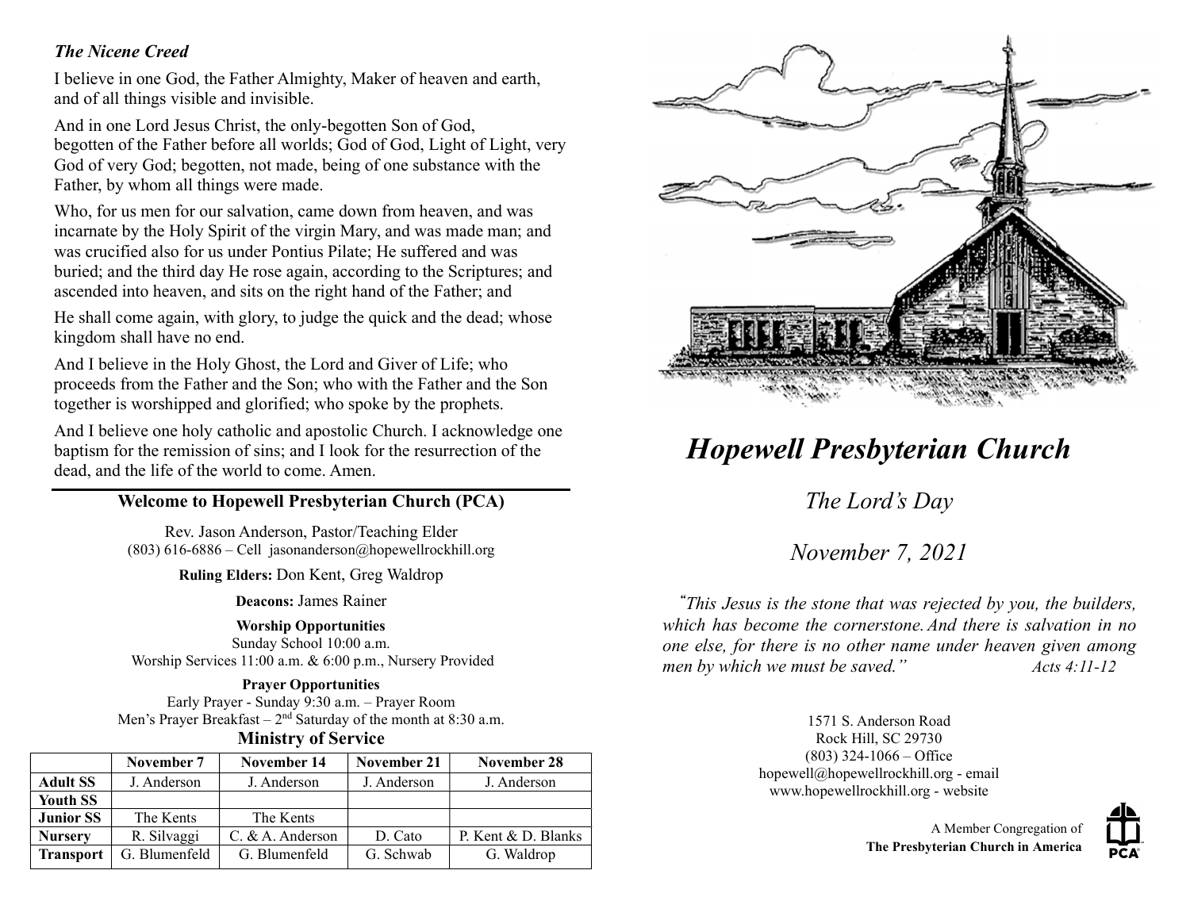### *The Nicene Creed*

I believe in one God, the Father Almighty, Maker of heaven and earth, and of all things visible and invisible.

And in one Lord Jesus Christ, the only-begotten Son of God, begotten of the Father before all worlds; God of God, Light of Light, very God of very God; begotten, not made, being of one substance with the Father, by whom all things were made.

Who, for us men for our salvation, came down from heaven, and was incarnate by the Holy Spirit of the virgin Mary, and was made man; and was crucified also for us under Pontius Pilate; He suffered and was buried; and the third day He rose again, according to the Scriptures; and ascended into heaven, and sits on the right hand of the Father; and

He shall come again, with glory, to judge the quick and the dead; whose kingdom shall have no end.

And I believe in the Holy Ghost, the Lord and Giver of Life; who proceeds from the Father and the Son; who with the Father and the Son together is worshipped and glorified; who spoke by the prophets.

And I believe one holy catholic and apostolic Church. I acknowledge one baptism for the remission of sins; and I look for the resurrection of the dead, and the life of the world to come. Amen.

---

## Welcome to Hopewell Presbyterian Church (PCA)

Rev. Jason Anderson, Pastor/Teaching Elder
(803) 616-6886 – Cell jasonanderson@hopewellrockhill.org

**Ruling Elders:** Don Kent, Greg Waldrop

**Deacons:** James Rainer

**Worship Opportunities**
Sunday School 10:00 a.m.
Worship Services 11:00 a.m. & 6:00 p.m., Nursery Provided

**Prayer Opportunities**
Early Prayer - Sunday 9:30 a.m. – Prayer Room
Men's Prayer Breakfast – 2nd Saturday of the month at 8:30 a.m.

### Ministry of Service

| | November 7 | November 14 | November 21 | November 28 |
|---|---|---|---|---|
| **Adult SS** | J. Anderson | J. Anderson | J. Anderson | J. Anderson |
| **Youth SS** | | | | |
| **Junior SS** | The Kents | The Kents | | |
| **Nursery** | R. Silvaggi | C. & A. Anderson | D. Cato | P. Kent & D. Blanks |
| **Transport** | G. Blumenfeld | G. Blumenfeld | G. Schwab | G. Waldrop |

# *Hopewell Presbyterian Church*

*The Lord's Day*

*November 7, 2021*

*"This Jesus is the stone that was rejected by you, the builders, which has become the cornerstone. And there is salvation in no one else, for there is no other name under heaven given among men by which we must be saved."* *Acts 4:11-12*

1571 S. Anderson Road
Rock Hill, SC 29730
(803) 324-1066 – Office
hopewell@hopewellrockhill.org - email
www.hopewellrockhill.org - website

A Member Congregation of
**The Presbyterian Church in America**